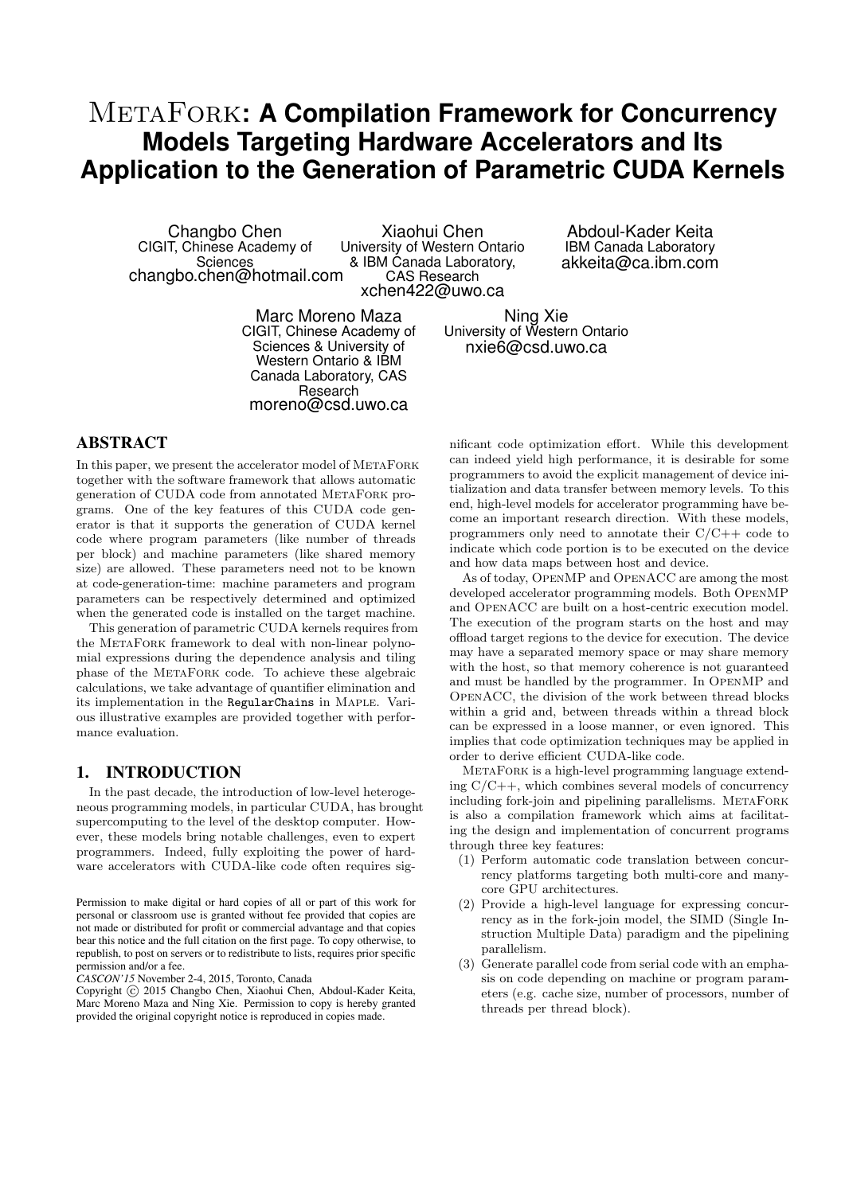# MetaFork: A Compilation Framework for Concurrency Models Targeting Hardware Accelerators and Its Application to the Generation of Parametric CUDA Kernels

Changbo Chen
CIGIT, Chinese Academy of Sciences
changbo.chen@hotmail.com

Xiaohui Chen
University of Western Ontario & IBM Canada Laboratory, CAS Research
xchen422@uwo.ca

Abdoul-Kader Keita
IBM Canada Laboratory
akkeita@ca.ibm.com

Marc Moreno Maza
CIGIT, Chinese Academy of Sciences & University of Western Ontario & IBM Canada Laboratory, CAS Research
moreno@csd.uwo.ca

Ning Xie
University of Western Ontario
nxie6@csd.uwo.ca

## ABSTRACT

In this paper, we present the accelerator model of MetaFork together with the software framework that allows automatic generation of CUDA code from annotated MetaFork programs. One of the key features of this CUDA code generator is that it supports the generation of CUDA kernel code where program parameters (like number of threads per block) and machine parameters (like shared memory size) are allowed. These parameters need not to be known at code-generation-time: machine parameters and program parameters can be respectively determined and optimized when the generated code is installed on the target machine.

This generation of parametric CUDA kernels requires from the MetaFork framework to deal with non-linear polynomial expressions during the dependence analysis and tiling phase of the MetaFork code. To achieve these algebraic calculations, we take advantage of quantifier elimination and its implementation in the `RegularChains` in Maple. Various illustrative examples are provided together with performance evaluation.

## 1. INTRODUCTION

In the past decade, the introduction of low-level heterogeneous programming models, in particular CUDA, has brought supercomputing to the level of the desktop computer. However, these models bring notable challenges, even to expert programmers. Indeed, fully exploiting the power of hardware accelerators with CUDA-like code often requires significant code optimization effort. While this development can indeed yield high performance, it is desirable for some programmers to avoid the explicit management of device initialization and data transfer between memory levels. To this end, high-level models for accelerator programming have become an important research direction. With these models, programmers only need to annotate their C/C++ code to indicate which code portion is to be executed on the device and how data maps between host and device.

As of today, OpenMP and OpenACC are among the most developed accelerator programming models. Both OpenMP and OpenACC are built on a host-centric execution model. The execution of the program starts on the host and may offload target regions to the device for execution. The device may have a separated memory space or may share memory with the host, so that memory coherence is not guaranteed and must be handled by the programmer. In OpenMP and OpenACC, the division of the work between thread blocks within a grid and, between threads within a thread block can be expressed in a loose manner, or even ignored. This implies that code optimization techniques may be applied in order to derive efficient CUDA-like code.

MetaFork is a high-level programming language extending C/C++, which combines several models of concurrency including fork-join and pipelining parallelisms. MetaFork is also a compilation framework which aims at facilitating the design and implementation of concurrent programs through three key features:

1. Perform automatic code translation between concurrency platforms targeting both multi-core and many-core GPU architectures.
2. Provide a high-level language for expressing concurrency as in the fork-join model, the SIMD (Single Instruction Multiple Data) paradigm and the pipelining parallelism.
3. Generate parallel code from serial code with an emphasis on code depending on machine or program parameters (e.g. cache size, number of processors, number of threads per thread block).

Permission to make digital or hard copies of all or part of this work for personal or classroom use is granted without fee provided that copies are not made or distributed for profit or commercial advantage and that copies bear this notice and the full citation on the first page. To copy otherwise, to republish, to post on servers or to redistribute to lists, requires prior specific permission and/or a fee.
*CASCON'15* November 2-4, 2015, Toronto, Canada
Copyright © 2015 Changbo Chen, Xiaohui Chen, Abdoul-Kader Keita, Marc Moreno Maza and Ning Xie. Permission to copy is hereby granted provided the original copyright notice is reproduced in copies made.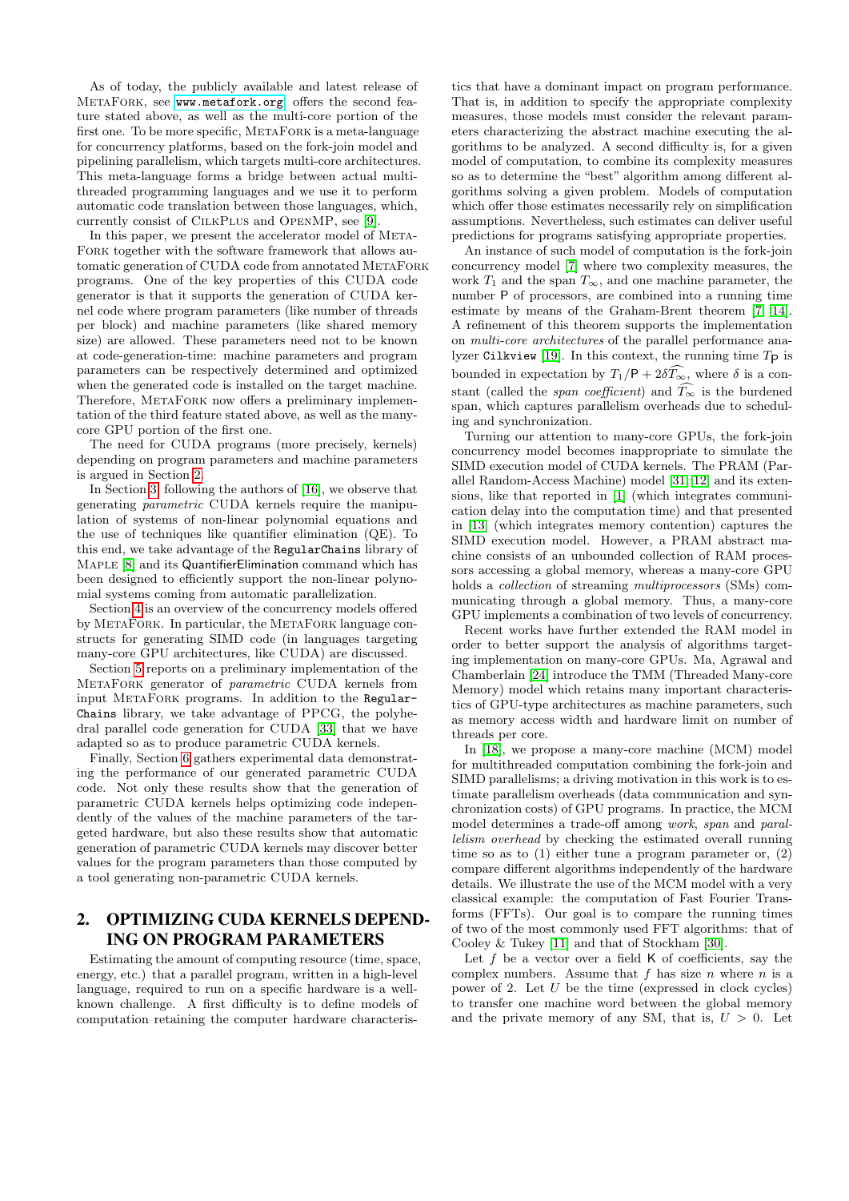As of today, the publicly available and latest release of MetaFork, see www.metafork.org, offers the second feature stated above, as well as the multi-core portion of the first one. To be more specific, MetaFork is a meta-language for concurrency platforms, based on the fork-join model and pipelining parallelism, which targets multi-core architectures. This meta-language forms a bridge between actual multi-threaded programming languages and we use it to perform automatic code translation between those languages, which, currently consist of CilkPlus and OpenMP, see [9].

In this paper, we present the accelerator model of MetaFork together with the software framework that allows automatic generation of CUDA code from annotated MetaFork programs. One of the key properties of this CUDA code generator is that it supports the generation of CUDA kernel code where program parameters (like number of threads per block) and machine parameters (like shared memory size) are allowed. These parameters need not to be known at code-generation-time: machine parameters and program parameters can be respectively determined and optimized when the generated code is installed on the target machine. Therefore, MetaFork now offers a preliminary implementation of the third feature stated above, as well as the many-core GPU portion of the first one.

The need for CUDA programs (more precisely, kernels) depending on program parameters and machine parameters is argued in Section 2.

In Section 3, following the authors of [16], we observe that generating *parametric* CUDA kernels require the manipulation of systems of non-linear polynomial equations and the use of techniques like quantifier elimination (QE). To this end, we take advantage of the RegularChains library of Maple [8] and its QuantifierElimination command which has been designed to efficiently support the non-linear polynomial systems coming from automatic parallelization.

Section 4 is an overview of the concurrency models offered by MetaFork. In particular, the MetaFork language constructs for generating SIMD code (in languages targeting many-core GPU architectures, like CUDA) are discussed.

Section 5 reports on a preliminary implementation of the MetaFork generator of *parametric* CUDA kernels from input MetaFork programs. In addition to the RegularChains library, we take advantage of PPCG, the polyhedral parallel code generation for CUDA [33] that we have adapted so as to produce parametric CUDA kernels.

Finally, Section 6 gathers experimental data demonstrating the performance of our generated parametric CUDA code. Not only these results show that the generation of parametric CUDA kernels helps optimizing code independently of the values of the machine parameters of the targeted hardware, but also these results show that automatic generation of parametric CUDA kernels may discover better values for the program parameters than those computed by a tool generating non-parametric CUDA kernels.

## 2. OPTIMIZING CUDA KERNELS DEPENDING ON PROGRAM PARAMETERS

Estimating the amount of computing resource (time, space, energy, etc.) that a parallel program, written in a high-level language, required to run on a specific hardware is a well-known challenge. A first difficulty is to define models of computation retaining the computer hardware characteristics that have a dominant impact on program performance. That is, in addition to specify the appropriate complexity measures, those models must consider the relevant parameters characterizing the abstract machine executing the algorithms to be analyzed. A second difficulty is, for a given model of computation, to combine its complexity measures so as to determine the "best" algorithm among different algorithms solving a given problem. Models of computation which offer those estimates necessarily rely on simplification assumptions. Nevertheless, such estimates can deliver useful predictions for programs satisfying appropriate properties.

An instance of such model of computation is the fork-join concurrency model [7] where two complexity measures, the work $T_1$ and the span $T_\infty$, and one machine parameter, the number $\mathsf{P}$ of processors, are combined into a running time estimate by means of the Graham-Brent theorem [7, 14]. A refinement of this theorem supports the implementation on *multi-core architectures* of the parallel performance analyzer Cilkview [19]. In this context, the running time $T_\mathsf{P}$ is bounded in expectation by $T_1/\mathsf{P} + 2\delta\widehat{T_\infty}$, where $\delta$ is a constant (called the *span coefficient*) and $\widehat{T_\infty}$ is the burdened span, which captures parallelism overheads due to scheduling and synchronization.

Turning our attention to many-core GPUs, the fork-join concurrency model becomes inappropriate to simulate the SIMD execution model of CUDA kernels. The PRAM (Parallel Random-Access Machine) model [31, 12] and its extensions, like that reported in [1] (which integrates communication delay into the computation time) and that presented in [13] (which integrates memory contention) captures the SIMD execution model. However, a PRAM abstract machine consists of an unbounded collection of RAM processors accessing a global memory, whereas a many-core GPU holds a *collection* of streaming *multiprocessors* (SMs) communicating through a global memory. Thus, a many-core GPU implements a combination of two levels of concurrency.

Recent works have further extended the RAM model in order to better support the analysis of algorithms targeting implementation on many-core GPUs. Ma, Agrawal and Chamberlain [24] introduce the TMM (Threaded Many-core Memory) model which retains many important characteristics of GPU-type architectures as machine parameters, such as memory access width and hardware limit on number of threads per core.

In [18], we propose a many-core machine (MCM) model for multithreaded computation combining the fork-join and SIMD parallelisms; a driving motivation in this work is to estimate parallelism overheads (data communication and synchronization costs) of GPU programs. In practice, the MCM model determines a trade-off among *work*, *span* and *parallelism overhead* by checking the estimated overall running time so as to (1) either tune a program parameter or, (2) compare different algorithms independently of the hardware details. We illustrate the use of the MCM model with a very classical example: the computation of Fast Fourier Transforms (FFTs). Our goal is to compare the running times of two of the most commonly used FFT algorithms: that of Cooley & Tukey [11] and that of Stockham [30].

Let $f$ be a vector over a field $\mathsf{K}$ of coefficients, say the complex numbers. Assume that $f$ has size $n$ where $n$ is a power of 2. Let $U$ be the time (expressed in clock cycles) to transfer one machine word between the global memory and the private memory of any SM, that is, $U > 0$. Let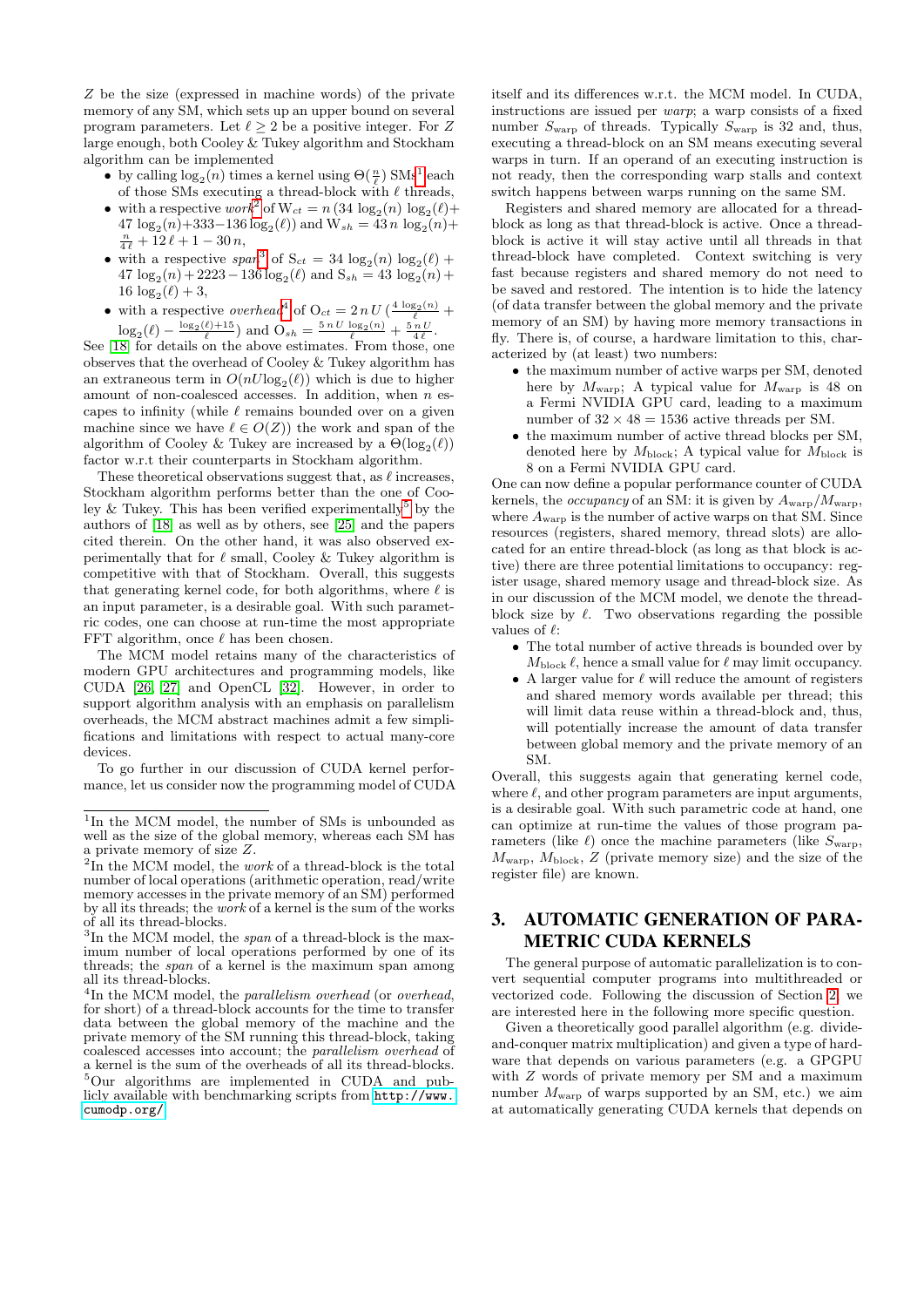$Z$ be the size (expressed in machine words) of the private memory of any SM, which sets up an upper bound on several program parameters. Let $\ell \geq 2$ be a positive integer. For $Z$ large enough, both Cooley & Tukey algorithm and Stockham algorithm can be implemented

- by calling $\log_2(n)$ times a kernel using $\Theta(\frac{n}{\ell})$ SMs[1] each of those SMs executing a thread-block with $\ell$ threads,
- with a respective *work*[2] of $W_{ct} = n\,(34\,\log_2(n)\,\log_2(\ell) + 47\,\log_2(n) + 333 - 136\,\log_2(\ell))$ and $W_{sh} = 43\,n\,\log_2(n) + \frac{n}{4\,\ell} + 12\,\ell + 1 - 30\,n$,
- with a respective *span*[3] of $S_{ct} = 34\,\log_2(n)\,\log_2(\ell) + 47\,\log_2(n) + 2223 - 136\,\log_2(\ell)$ and $S_{sh} = 43\,\log_2(n) + 16\,\log_2(\ell) + 3$,
- with a respective *overhead*[4] of $O_{ct} = 2\,n\,U\,(\frac{4\,\log_2(n)}{\ell} + \log_2(\ell) - \frac{\log_2(\ell)+15}{\ell})$ and $O_{sh} = \frac{5\,n\,U\,\log_2(n)}{\ell} + \frac{5\,n\,U}{4\,\ell}$.

See [18] for details on the above estimates. From those, one observes that the overhead of Cooley & Tukey algorithm has an extraneous term in $O(nU\log_2(\ell))$ which is due to higher amount of non-coalesced accesses. In addition, when $n$ escapes to infinity (while $\ell$ remains bounded over on a given machine since we have $\ell \in O(Z)$) the work and span of the algorithm of Cooley & Tukey are increased by a $\Theta(\log_2(\ell))$ factor w.r.t their counterparts in Stockham algorithm.

These theoretical observations suggest that, as $\ell$ increases, Stockham algorithm performs better than the one of Cooley & Tukey. This has been verified experimentally[5] by the authors of [18] as well as by others, see [25] and the papers cited therein. On the other hand, it was also observed experimentally that for $\ell$ small, Cooley & Tukey algorithm is competitive with that of Stockham. Overall, this suggests that generating kernel code, for both algorithms, where $\ell$ is an input parameter, is a desirable goal. With such parametric codes, one can choose at run-time the most appropriate FFT algorithm, once $\ell$ has been chosen.

The MCM model retains many of the characteristics of modern GPU architectures and programming models, like CUDA [26, 27] and OpenCL [32]. However, in order to support algorithm analysis with an emphasis on parallelism overheads, the MCM abstract machines admit a few simplifications and limitations with respect to actual many-core devices.

To go further in our discussion of CUDA kernel performance, let us consider now the programming model of CUDA itself and its differences w.r.t. the MCM model. In CUDA, instructions are issued per *warp*; a warp consists of a fixed number $S_{\text{warp}}$ of threads. Typically $S_{\text{warp}}$ is 32 and, thus, executing a thread-block on an SM means executing several warps in turn. If an operand of an executing instruction is not ready, then the corresponding warp stalls and context switch happens between warps running on the same SM.

Registers and shared memory are allocated for a thread-block as long as that thread-block is active. Once a thread-block is active it will stay active until all threads in that thread-block have completed. Context switching is very fast because registers and shared memory do not need to be saved and restored. The intention is to hide the latency (of data transfer between the global memory and the private memory of an SM) by having more memory transactions in fly. There is, of course, a hardware limitation to this, characterized by (at least) two numbers:

- the maximum number of active warps per SM, denoted here by $M_{\text{warp}}$; A typical value for $M_{\text{warp}}$ is 48 on a Fermi NVIDIA GPU card, leading to a maximum number of $32 \times 48 = 1536$ active threads per SM.
- the maximum number of active thread blocks per SM, denoted here by $M_{\text{block}}$; A typical value for $M_{\text{block}}$ is 8 on a Fermi NVIDIA GPU card.

One can now define a popular performance counter of CUDA kernels, the *occupancy* of an SM: it is given by $A_{\text{warp}}/M_{\text{warp}}$, where $A_{\text{warp}}$ is the number of active warps on that SM. Since resources (registers, shared memory, thread slots) are allocated for an entire thread-block (as long as that block is active) there are three potential limitations to occupancy: register usage, shared memory usage and thread-block size. As in our discussion of the MCM model, we denote the thread-block size by $\ell$. Two observations regarding the possible values of $\ell$:

- The total number of active threads is bounded over by $M_{\text{block}}\,\ell$, hence a small value for $\ell$ may limit occupancy.
- A larger value for $\ell$ will reduce the amount of registers and shared memory words available per thread; this will limit data reuse within a thread-block and, thus, will potentially increase the amount of data transfer between global memory and the private memory of an SM.

Overall, this suggests again that generating kernel code, where $\ell$, and other program parameters are input arguments, is a desirable goal. With such parametric code at hand, one can optimize at run-time the values of those program parameters (like $\ell$) once the machine parameters (like $S_{\text{warp}}$, $M_{\text{warp}}$, $M_{\text{block}}$, $Z$ (private memory size) and the size of the register file) are known.

## 3. AUTOMATIC GENERATION OF PARAMETRIC CUDA KERNELS

The general purpose of automatic parallelization is to convert sequential computer programs into multithreaded or vectorized code. Following the discussion of Section 2, we are interested here in the following more specific question.

Given a theoretically good parallel algorithm (e.g. divide-and-conquer matrix multiplication) and given a type of hardware that depends on various parameters (e.g. a GPGPU with $Z$ words of private memory per SM and a maximum number $M_{\text{warp}}$ of warps supported by an SM, etc.) we aim at automatically generating CUDA kernels that depends on

---

[1] In the MCM model, the number of SMs is unbounded as well as the size of the global memory, whereas each SM has a private memory of size $Z$.

[2] In the MCM model, the *work* of a thread-block is the total number of local operations (arithmetic operation, read/write memory accesses in the private memory of an SM) performed by all its threads; the *work* of a kernel is the sum of the works of all its thread-blocks.

[3] In the MCM model, the *span* of a thread-block is the maximum number of local operations performed by one of its threads; the *span* of a kernel is the maximum span among all its thread-blocks.

[4] In the MCM model, the *parallelism overhead* (or *overhead*, for short) of a thread-block accounts for the time to transfer data between the global memory of the machine and the private memory of the SM running this thread-block, taking coalesced accesses into account; the *parallelism overhead* of a kernel is the sum of the overheads of all its thread-blocks.

[5] Our algorithms are implemented in CUDA and publicly available with benchmarking scripts from http://www.cumodp.org/.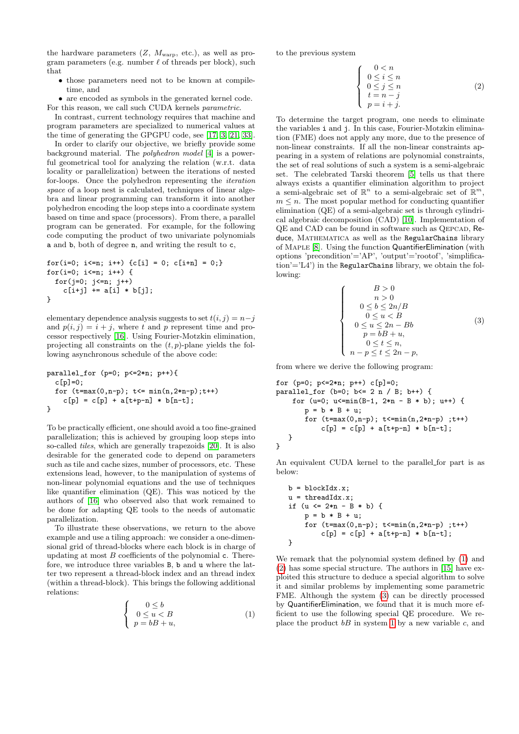the hardware parameters ($Z$, $M_{\rm warp}$, etc.), as well as program parameters (e.g. number $\ell$ of threads per block), such that

- those parameters need not to be known at compile-time, and
- are encoded as symbols in the generated kernel code.

For this reason, we call such CUDA kernels *parametric*.

In contrast, current technology requires that machine and program parameters are specialized to numerical values at the time of generating the GPGPU code, see [17, 3, 21, 33].

In order to clarify our objective, we briefly provide some background material. The *polyhedron model* [4] is a powerful geometrical tool for analyzing the relation (w.r.t. data locality or parallelization) between the iterations of nested for-loops. Once the polyhedron representing the *iteration space* of a loop nest is calculated, techniques of linear algebra and linear programming can transform it into another polyhedron encoding the loop steps into a coordinate system based on time and space (processors). From there, a parallel program can be generated. For example, for the following code computing the product of two univariate polynomials a and b, both of degree n, and writing the result to c,

```
for(i=0; i<=n; i++) {c[i] = 0; c[i+n] = 0;}
for(i=0; i<=n; i++) {
  for(j=0; j<=n; j++)
    c[i+j] += a[i] * b[j];
}
```

elementary dependence analysis suggests to set $t(i,j) = n-j$ and $p(i,j) = i+j$, where $t$ and $p$ represent time and processor respectively [16]. Using Fourier-Motzkin elimination, projecting all constraints on the $(t,p)$-plane yields the following asynchronous schedule of the above code:

```
parallel_for (p=0; p<=2*n; p++){
  c[p]=0;
  for (t=max(0,n-p); t<= min(n,2*n-p);t++)
    c[p] = c[p] + a[t+p-n] * b[n-t];
}
```

To be practically efficient, one should avoid a too fine-grained parallelization; this is achieved by grouping loop steps into so-called *tiles*, which are generally trapezoids [20]. It is also desirable for the generated code to depend on parameters such as tile and cache sizes, number of processors, etc. These extensions lead, however, to the manipulation of systems of non-linear polynomial equations and the use of techniques like quantifier elimination (QE). This was noticed by the authors of [16] who observed also that work remained to be done for adapting QE tools to the needs of automatic parallelization.

To illustrate these observations, we return to the above example and use a tiling approach: we consider a one-dimensional grid of thread-blocks where each block is in charge of updating at most $B$ coefficients of the polynomial c. Therefore, we introduce three variables B, b and u where the latter two represent a thread-block index and an thread index (within a thread-block). This brings the following additional relations:

$$\left\{\begin{array}{c} 0 \leq b \\ 0 \leq u < B \\ p = bB + u, \end{array}\right. \tag{1}$$

to the previous system

$$\left\{\begin{array}{c} 0 < n \\ 0 \leq i \leq n \\ 0 \leq j \leq n \\ t = n - j \\ p = i + j. \end{array}\right. \tag{2}$$

To determine the target program, one needs to eliminate the variables i and j. In this case, Fourier-Motzkin elimination (FME) does not apply any more, due to the presence of non-linear constraints. If all the non-linear constraints appearing in a system of relations are polynomial constraints, the set of real solutions of such a system is a semi-algebraic set. The celebrated Tarski theorem [5] tells us that there always exists a quantifier elimination algorithm to project a semi-algebraic set of $\mathbb{R}^n$ to a semi-algebraic set of $\mathbb{R}^m$, $m \leq n$. The most popular method for conducting quantifier elimination (QE) of a semi-algebraic set is through cylindrical algebraic decomposition (CAD) [10]. Implementation of QE and CAD can be found in software such as QEPCAD, Reduce, MATHEMATICA as well as the RegularChains library of MAPLE [8]. Using the function QuantifierElimination (with options 'precondition'='AP', 'output'='rootof', 'simplification'='L4') in the RegularChains library, we obtain the following:

$$\left\{\begin{array}{c} B > 0 \\ n > 0 \\ 0 \leq b \leq 2n/B \\ 0 \leq u < B \\ 0 \leq u \leq 2n - Bb \\ p = bB + u, \\ 0 \leq t \leq n, \\ n - p \leq t \leq 2n - p, \end{array}\right. \tag{3}$$

from where we derive the following program:

```
for (p=0; p<=2*n; p++) c[p]=0;
parallel_for (b=0; b<= 2 n / B; b++) {
    for (u=0; u<=min(B-1, 2*n - B * b); u++) {
        p = b * B + u;
        for (t=max(0,n-p); t<=min(n,2*n-p) ;t++)
            c[p] = c[p] + a[t+p-n] * b[n-t];
    }
}
```

An equivalent CUDA kernel to the parallel_for part is as below:

```
b = blockIdx.x;
u = threadIdx.x;
if (u <= 2*n - B * b) {
    p = b * B + u;
    for (t=max(0,n-p); t<=min(n,2*n-p) ;t++)
        c[p] = c[p] + a[t+p-n] * b[n-t];
}
```

We remark that the polynomial system defined by (1) and (2) has some special structure. The authors in [15] have exploited this structure to deduce a special algorithm to solve it and similar problems by implementing some parametric FME. Although the system (3) can be directly processed by QuantifierElimination, we found that it is much more efficient to use the following special QE procedure. We replace the product $bB$ in system 1 by a new variable $c$, and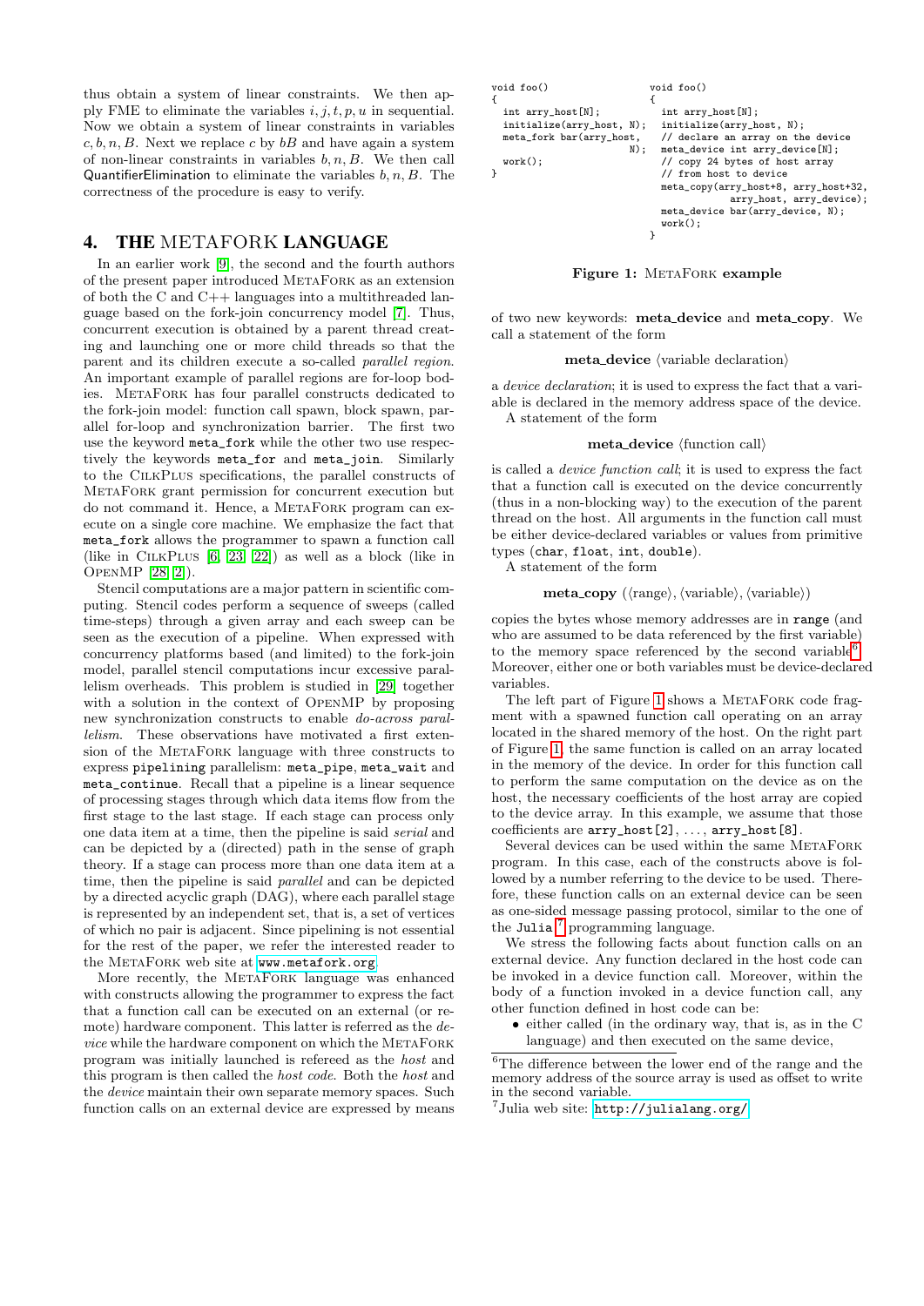thus obtain a system of linear constraints. We then apply FME to eliminate the variables $i, j, t, p, u$ in sequential. Now we obtain a system of linear constraints in variables $c, b, n, B$. Next we replace $c$ by $bB$ and have again a system of non-linear constraints in variables $b, n, B$. We then call QuantifierElimination to eliminate the variables $b, n, B$. The correctness of the procedure is easy to verify.

## 4. THE METAFORK LANGUAGE

In an earlier work [9], the second and the fourth authors of the present paper introduced METAFORK as an extension of both the C and C++ languages into a multithreaded language based on the fork-join concurrency model [7]. Thus, concurrent execution is obtained by a parent thread creating and launching one or more child threads so that the parent and its children execute a so-called *parallel region*. An important example of parallel regions are for-loop bodies. METAFORK has four parallel constructs dedicated to the fork-join model: function call spawn, block spawn, parallel for-loop and synchronization barrier. The first two use the keyword `meta_fork` while the other two use respectively the keywords `meta_for` and `meta_join`. Similarly to the CILKPLUS specifications, the parallel constructs of METAFORK grant permission for concurrent execution but do not command it. Hence, a METAFORK program can execute on a single core machine. We emphasize the fact that `meta_fork` allows the programmer to spawn a function call (like in CILKPLUS [6, 23, 22]) as well as a block (like in OPENMP [28, 2]).

Stencil computations are a major pattern in scientific computing. Stencil codes perform a sequence of sweeps (called time-steps) through a given array and each sweep can be seen as the execution of a pipeline. When expressed with concurrency platforms based (and limited) to the fork-join model, parallel stencil computations incur excessive parallelism overheads. This problem is studied in [29] together with a solution in the context of OPENMP by proposing new synchronization constructs to enable *do-across parallelism*. These observations have motivated a first extension of the METAFORK language with three constructs to express `pipelining` parallelism: `meta_pipe`, `meta_wait` and `meta_continue`. Recall that a pipeline is a linear sequence of processing stages through which data items flow from the first stage to the last stage. If each stage can process only one data item at a time, then the pipeline is said *serial* and can be depicted by a (directed) path in the sense of graph theory. If a stage can process more than one data item at a time, then the pipeline is said *parallel* and can be depicted by a directed acyclic graph (DAG), where each parallel stage is represented by an independent set, that is, a set of vertices of which no pair is adjacent. Since pipelining is not essential for the rest of the paper, we refer the interested reader to the METAFORK web site at www.metafork.org.

More recently, the METAFORK language was enhanced with constructs allowing the programmer to express the fact that a function call can be executed on an external (or remote) hardware component. This latter is referred as the *device* while the hardware component on which the METAFORK program was initially launched is refereed as the *host* and this program is then called the *host code*. Both the *host* and the *device* maintain their own separate memory spaces. Such function calls on an external device are expressed by means

```
void foo()
{
  int arry_host[N];
  initialize(arry_host, N);
  meta_fork bar(arry_host,
                        N);
  work();
}
```

```
void foo()
{
  int arry_host[N];
  initialize(arry_host, N);
  // declare an array on the device
  meta_device int arry_device[N];
  // copy 24 bytes of host array
  // from host to device
  meta_copy(arry_host+8, arry_host+32,
            arry_host, arry_device);
  meta_device bar(arry_device, N);
  work();
}
```

**Figure 1: METAFORK example**

of two new keywords: **meta_device** and **meta_copy**. We call a statement of the form

**meta_device** ⟨variable declaration⟩

a *device declaration*; it is used to express the fact that a variable is declared in the memory address space of the device.

A statement of the form

**meta_device** ⟨function call⟩

is called a *device function call*; it is used to express the fact that a function call is executed on the device concurrently (thus in a non-blocking way) to the execution of the parent thread on the host. All arguments in the function call must be either device-declared variables or values from primitive types (`char`, `float`, `int`, `double`).

A statement of the form

**meta_copy** (⟨range⟩, ⟨variable⟩, ⟨variable⟩)

copies the bytes whose memory addresses are in `range` (and who are assumed to be data referenced by the first variable) to the memory space referenced by the second variable[6]. Moreover, either one or both variables must be device-declared variables.

The left part of Figure 1 shows a METAFORK code fragment with a spawned function call operating on an array located in the shared memory of the host. On the right part of Figure 1, the same function is called on an array located in the memory of the device. In order for this function call to perform the same computation on the device as on the host, the necessary coefficients of the host array are copied to the device array. In this example, we assume that those coefficients are `arry_host[2]`, ..., `arry_host[8]`.

Several devices can be used within the same METAFORK program. In this case, each of the constructs above is followed by a number referring to the device to be used. Therefore, these function calls on an external device can be seen as one-sided message passing protocol, similar to the one of the `Julia`[7] programming language.

We stress the following facts about function calls on an external device. Any function declared in the host code can be invoked in a device function call. Moreover, within the body of a function invoked in a device function call, any other function defined in host code can be:

- either called (in the ordinary way, that is, as in the C language) and then executed on the same device,

[6]The difference between the lower end of the range and the memory address of the source array is used as offset to write in the second variable.

[7]Julia web site: http://julialang.org/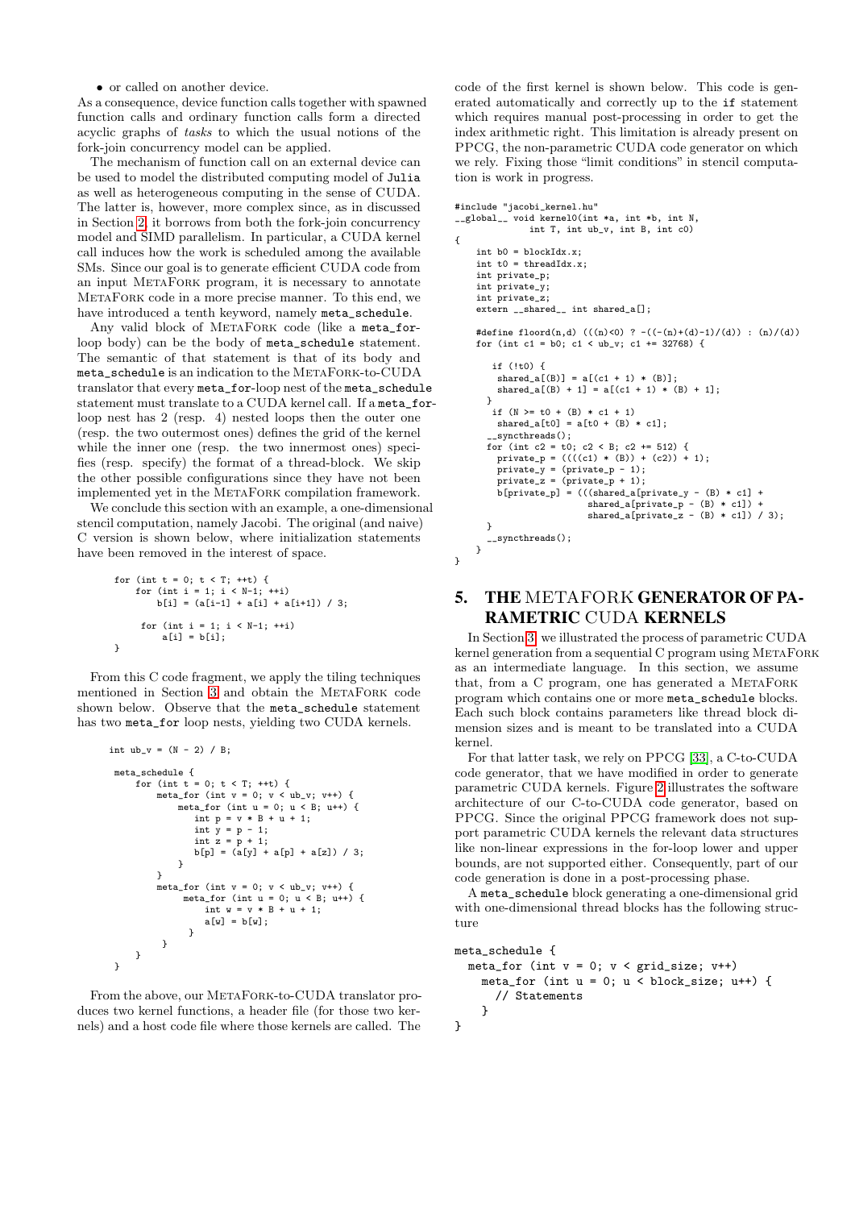- or called on another device.

As a consequence, device function calls together with spawned function calls and ordinary function calls form a directed acyclic graphs of *tasks* to which the usual notions of the fork-join concurrency model can be applied.

The mechanism of function call on an external device can be used to model the distributed computing model of `Julia` as well as heterogeneous computing in the sense of CUDA. The latter is, however, more complex since, as in discussed in Section 2, it borrows from both the fork-join concurrency model and SIMD parallelism. In particular, a CUDA kernel call induces how the work is scheduled among the available SMs. Since our goal is to generate efficient CUDA code from an input MetaFork program, it is necessary to annotate MetaFork code in a more precise manner. To this end, we have introduced a tenth keyword, namely `meta_schedule`.

Any valid block of MetaFork code (like a `meta_for`-loop body) can be the body of `meta_schedule` statement. The semantic of that statement is that of its body and `meta_schedule` is an indication to the MetaFork-to-CUDA translator that every `meta_for`-loop nest of the `meta_schedule` statement must translate to a CUDA kernel call. If a `meta_for`-loop nest has 2 (resp. 4) nested loops then the outer one (resp. the two outermost ones) defines the grid of the kernel while the inner one (resp. the two innermost ones) specifies (resp. specify) the format of a thread-block. We skip the other possible configurations since they have not been implemented yet in the MetaFork compilation framework.

We conclude this section with an example, a one-dimensional stencil computation, namely Jacobi. The original (and naive) C version is shown below, where initialization statements have been removed in the interest of space.

```
for (int t = 0; t < T; ++t) {
    for (int i = 1; i < N-1; ++i)
        b[i] = (a[i-1] + a[i] + a[i+1]) / 3;

    for (int i = 1; i < N-1; ++i)
        a[i] = b[i];
}
```

From this C code fragment, we apply the tiling techniques mentioned in Section 3 and obtain the MetaFork code shown below. Observe that the `meta_schedule` statement has two `meta_for` loop nests, yielding two CUDA kernels.

```
int ub_v = (N - 2) / B;

meta_schedule {
    for (int t = 0; t < T; ++t) {
        meta_for (int v = 0; v < ub_v; v++) {
            meta_for (int u = 0; u < B; u++) {
                int p = v * B + u + 1;
                int y = p - 1;
                int z = p + 1;
                b[p] = (a[y] + a[p] + a[z]) / 3;
            }
        }
        meta_for (int v = 0; v < ub_v; v++) {
             meta_for (int u = 0; u < B; u++) {
                 int w = v * B + u + 1;
                 a[w] = b[w];
             }
         }
     }
}
```

From the above, our MetaFork-to-CUDA translator produces two kernel functions, a header file (for those two kernels) and a host code file where those kernels are called. The code of the first kernel is shown below. This code is generated automatically and correctly up to the `if` statement which requires manual post-processing in order to get the index arithmetic right. This limitation is already present on PPCG, the non-parametric CUDA code generator on which we rely. Fixing those "limit conditions" in stencil computation is work in progress.

```
#include "jacobi_kernel.hu"
__global__ void kernel0(int *a, int *b, int N,
            int T, int ub_v, int B, int c0)
{
    int b0 = blockIdx.x;
    int t0 = threadIdx.x;
    int private_p;
    int private_y;
    int private_z;
    extern __shared__ int shared_a[];

    #define floord(n,d) (((n)<0) ? -((-(n)+(d)-1)/(d)) : (n)/(d))
    for (int c1 = b0; c1 < ub_v; c1 += 32768) {

      if (!t0) {
        shared_a[(B)] = a[(c1 + 1) * (B)];
        shared_a[(B) + 1] = a[(c1 + 1) * (B) + 1];
      }
      if (N >= t0 + (B) * c1 + 1)
        shared_a[t0] = a[t0 + (B) * c1];
      __syncthreads();
      for (int c2 = t0; c2 < B; c2 += 512) {
        private_p = ((((c1) * (B)) + (c2)) + 1);
        private_y = (private_p - 1);
        private_z = (private_p + 1);
        b[private_p] = (((shared_a[private_y - (B) * c1] +
                        shared_a[private_p - (B) * c1]) +
                        shared_a[private_z - (B) * c1]) / 3);
      }
      __syncthreads();
    }
}
```

## 5. THE METAFORK GENERATOR OF PARAMETRIC CUDA KERNELS

In Section 3, we illustrated the process of parametric CUDA kernel generation from a sequential C program using MetaFork as an intermediate language. In this section, we assume that, from a C program, one has generated a MetaFork program which contains one or more `meta_schedule` blocks. Each such block contains parameters like thread block dimension sizes and is meant to be translated into a CUDA kernel.

For that latter task, we rely on PPCG [33], a C-to-CUDA code generator, that we have modified in order to generate parametric CUDA kernels. Figure 2 illustrates the software architecture of our C-to-CUDA code generator, based on PPCG. Since the original PPCG framework does not support parametric CUDA kernels the relevant data structures like non-linear expressions in the for-loop lower and upper bounds, are not supported either. Consequently, part of our code generation is done in a post-processing phase.

A `meta_schedule` block generating a one-dimensional grid with one-dimensional thread blocks has the following structure

```
meta_schedule {
  meta_for (int v = 0; v < grid_size; v++)
    meta_for (int u = 0; u < block_size; u++) {
      // Statements
    }
}
```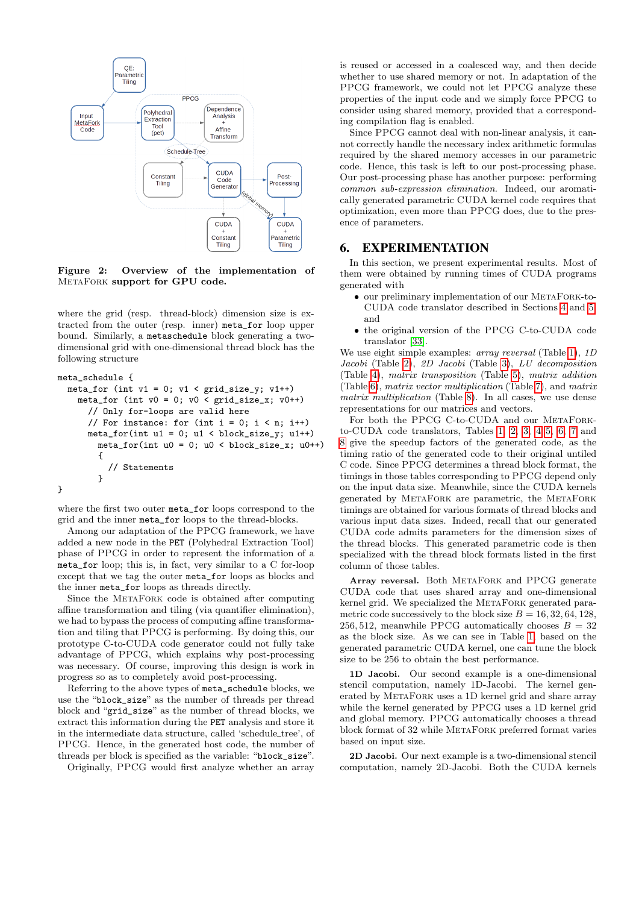**Figure 2: Overview of the implementation of MetaFork support for GPU code.**

where the grid (resp. thread-block) dimension size is extracted from the outer (resp. inner) `meta_for` loop upper bound. Similarly, a `metaschedule` block generating a two-dimensional grid with one-dimensional thread block has the following structure

```
meta_schedule {
  meta_for (int v1 = 0; v1 < grid_size_y; v1++)
    meta_for (int v0 = 0; v0 < grid_size_x; v0++)
      // Only for-loops are valid here
      // For instance: for (int i = 0; i < n; i++)
      meta_for(int u1 = 0; u1 < block_size_y; u1++)
        meta_for(int u0 = 0; u0 < block_size_x; u0++)
        {
          // Statements
        }
}
```

where the first two outer `meta_for` loops correspond to the grid and the inner `meta_for` loops to the thread-blocks.

Among our adaptation of the PPCG framework, we have added a new node in the PET (Polyhedral Extraction Tool) phase of PPCG in order to represent the information of a `meta_for` loop; this is, in fact, very similar to a C for-loop except that we tag the outer `meta_for` loops as blocks and the inner `meta_for` loops as threads directly.

Since the MetaFork code is obtained after computing affine transformation and tiling (via quantifier elimination), we had to bypass the process of computing affine transformation and tiling that PPCG is performing. By doing this, our prototype C-to-CUDA code generator could not fully take advantage of PPCG, which explains why post-processing was necessary. Of course, improving this design is work in progress so as to completely avoid post-processing.

Referring to the above types of `meta_schedule` blocks, we use the "`block_size`" as the number of threads per thread block and "`grid_size`" as the number of thread blocks, we extract this information during the PET analysis and store it in the intermediate data structure, called 'schedule_tree', of PPCG. Hence, in the generated host code, the number of threads per block is specified as the variable: "`block_size`".

Originally, PPCG would first analyze whether an array is reused or accessed in a coalesced way, and then decide whether to use shared memory or not. In adaptation of the PPCG framework, we could not let PPCG analyze these properties of the input code and we simply force PPCG to consider using shared memory, provided that a corresponding compilation flag is enabled.

Since PPCG cannot deal with non-linear analysis, it cannot correctly handle the necessary index arithmetic formulas required by the shared memory accesses in our parametric code. Hence, this task is left to our post-processing phase. Our post-processing phase has another purpose: performing *common sub-expression elimination*. Indeed, our automatically generated parametric CUDA kernel code requires that optimization, even more than PPCG does, due to the presence of parameters.

## 6. EXPERIMENTATION

In this section, we present experimental results. Most of them were obtained by running times of CUDA programs generated with

- our preliminary implementation of our MetaFork-to-CUDA code translator described in Sections 4 and 5, and
- the original version of the PPCG C-to-CUDA code translator [33].

We use eight simple examples: *array reversal* (Table 1), *1D Jacobi* (Table 2), *2D Jacobi* (Table 3), *LU decomposition* (Table 4), *matrix transposition* (Table 5), *matrix addition* (Table 6), *matrix vector multiplication* (Table 7), and *matrix matrix multiplication* (Table 8). In all cases, we use dense representations for our matrices and vectors.

For both the PPCG C-to-CUDA and our MetaFork-to-CUDA code translators, Tables 1, 2, 3, 4, 5, 6, 7 and 8 give the speedup factors of the generated code, as the timing ratio of the generated code to their original untiled C code. Since PPCG determines a thread block format, the timings in those tables corresponding to PPCG depend only on the input data size. Meanwhile, since the CUDA kernels generated by MetaFork are parametric, the MetaFork timings are obtained for various formats of thread blocks and various input data sizes. Indeed, recall that our generated CUDA code admits parameters for the dimension sizes of the thread blocks. This generated parametric code is then specialized with the thread block formats listed in the first column of those tables.

**Array reversal.** Both MetaFork and PPCG generate CUDA code that uses shared array and one-dimensional kernel grid. We specialized the MetaFork generated parametric CUDA code successively to the block size $B = 16, 32, 64, 128, 256, 512$, meanwhile PPCG automatically chooses $B = 32$ as the block size. As we can see in Table 1, based on the generated parametric CUDA kernel, one can tune the block size to be 256 to obtain the best performance.

**1D Jacobi.** Our second example is a one-dimensional stencil computation, namely 1D-Jacobi. The kernel generated by MetaFork uses a 1D kernel grid and share array while the kernel generated by PPCG uses a 1D kernel grid and global memory. PPCG automatically chooses a thread block format of 32 while MetaFork preferred format varies based on input size.

**2D Jacobi.** Our next example is a two-dimensional stencil computation, namely 2D-Jacobi. Both the CUDA kernels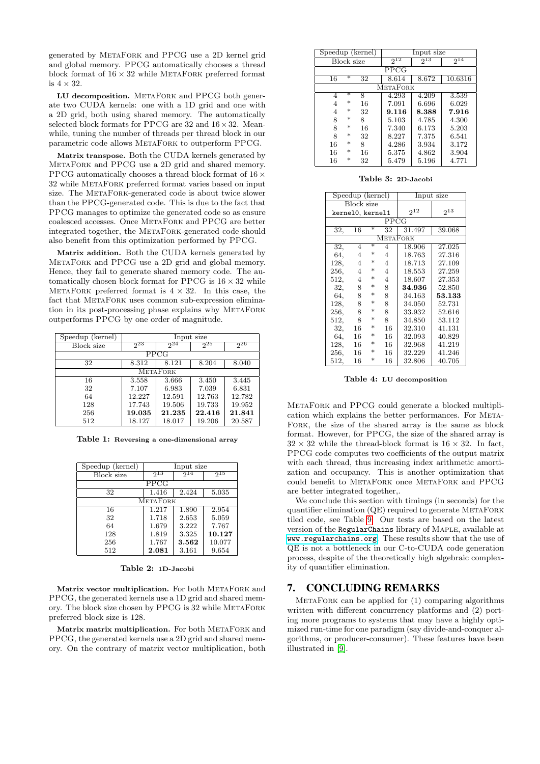generated by MetaFork and PPCG use a 2D kernel grid and global memory. PPCG automatically chooses a thread block format of $16 \times 32$ while MetaFork preferred format is $4 \times 32$.

**LU decomposition.** MetaFork and PPCG both generate two CUDA kernels: one with a 1D grid and one with a 2D grid, both using shared memory. The automatically selected block formats for PPCG are 32 and $16 \times 32$. Meanwhile, tuning the number of threads per thread block in our parametric code allows MetaFork to outperform PPCG.

**Matrix transpose.** Both the CUDA kernels generated by MetaFork and PPCG use a 2D grid and shared memory. PPCG automatically chooses a thread block format of $16 \times 32$ while MetaFork preferred format varies based on input size. The MetaFork-generated code is about twice slower than the PPCG-generated code. This is due to the fact that PPCG manages to optimize the generated code so as ensure coalesced accesses. Once MetaFork and PPCG are better integrated together, the MetaFork-generated code should also benefit from this optimization performed by PPCG.

**Matrix addition.** Both the CUDA kernels generated by MetaFork and PPCG use a 2D grid and global memory. Hence, they fail to generate shared memory code. The automatically chosen block format for PPCG is $16 \times 32$ while MetaFork preferred format is $4 \times 32$. In this case, the fact that MetaFork uses common sub-expression elimination in its post-processing phase explains why MetaFork outperforms PPCG by one order of magnitude.

| Speedup (kernel) | Input size | | | |
|---|---|---|---|---|
| Block size | $2^{23}$ | $2^{24}$ | $2^{25}$ | $2^{26}$ |
| PPCG | | | | |
| 32 | 8.312 | 8.121 | 8.204 | 8.040 |
| MetaFork | | | | |
| 16 | 3.558 | 3.666 | 3.450 | 3.445 |
| 32 | 7.107 | 6.983 | 7.039 | 6.831 |
| 64 | 12.227 | 12.591 | 12.763 | 12.782 |
| 128 | 17.743 | 19.506 | 19.733 | 19.952 |
| 256 | **19.035** | **21.235** | **22.416** | **21.841** |
| 512 | 18.127 | 18.017 | 19.206 | 20.587 |

**Table 1: Reversing a one-dimensional array**

| Speedup (kernel) | Input size | | |
|---|---|---|---|
| Block size | $2^{13}$ | $2^{14}$ | $2^{15}$ |
| PPCG | | | |
| 32 | 1.416 | 2.424 | 5.035 |
| MetaFork | | | |
| 16 | 1.217 | 1.890 | 2.954 |
| 32 | 1.718 | 2.653 | 5.059 |
| 64 | 1.679 | 3.222 | 7.767 |
| 128 | 1.819 | 3.325 | **10.127** |
| 256 | 1.767 | **3.562** | 10.077 |
| 512 | **2.081** | 3.161 | 9.654 |

**Table 2: 1D-Jacobi**

**Matrix vector multiplication.** For both MetaFork and PPCG, the generated kernels use a 1D grid and shared memory. The block size chosen by PPCG is 32 while MetaFork preferred block size is 128.

**Matrix matrix multiplication.** For both MetaFork and PPCG, the generated kernels use a 2D grid and shared memory. On the contrary of matrix vector multiplication, both

| Speedup (kernel) | Input size | | |
|---|---|---|---|
| Block size | $2^{12}$ | $2^{13}$ | $2^{14}$ |
| PPCG | | | |
| 16 * 32 | 8.614 | 8.672 | 10.6316 |
| MetaFork | | | |
| 4 * 8 | 4.293 | 4.209 | 3.539 |
| 4 * 16 | 7.091 | 6.696 | 6.029 |
| 4 * 32 | **9.116** | **8.388** | **7.916** |
| 8 * 8 | 5.103 | 4.785 | 4.300 |
| 8 * 16 | 7.340 | 6.173 | 5.203 |
| 8 * 32 | 8.227 | 7.375 | 6.541 |
| 16 * 8 | 4.286 | 3.934 | 3.172 |
| 16 * 16 | 5.375 | 4.862 | 3.904 |
| 16 * 32 | 5.479 | 5.196 | 4.771 |

**Table 3: 2D-Jacobi**

| Speedup (kernel) | Input size | |
|---|---|---|
| Block size `kernel0`, `kernel1` | $2^{12}$ | $2^{13}$ |
| PPCG | | |
| 32, 16 * 32 | 31.497 | 39.068 |
| MetaFork | | |
| 32, 4 * 4 | 18.906 | 27.025 |
| 64, 4 * 4 | 18.763 | 27.316 |
| 128, 4 * 4 | 18.713 | 27.109 |
| 256, 4 * 4 | 18.553 | 27.259 |
| 512, 4 * 4 | 18.607 | 27.353 |
| 32, 8 * 8 | **34.936** | 52.850 |
| 64, 8 * 8 | 34.163 | **53.133** |
| 128, 8 * 8 | 34.050 | 52.731 |
| 256, 8 * 8 | 33.932 | 52.616 |
| 512, 8 * 8 | 34.850 | 53.112 |
| 32, 16 * 16 | 32.310 | 41.131 |
| 64, 16 * 16 | 32.093 | 40.829 |
| 128, 16 * 16 | 32.968 | 41.219 |
| 256, 16 * 16 | 32.229 | 41.246 |
| 512, 16 * 16 | 32.806 | 40.705 |

**Table 4: LU decomposition**

MetaFork and PPCG could generate a blocked multiplication which explains the better performances. For MetaFork, the size of the shared array is the same as block format. However, for PPCG, the size of the shared array is $32 \times 32$ while the thread-block format is $16 \times 32$. In fact, PPCG code computes two coefficients of the output matrix with each thread, thus increasing index arithmetic amortization and occupancy. This is another optimization that could benefit to MetaFork once MetaFork and PPCG are better integrated together,.

We conclude this section with timings (in seconds) for the quantifier elimination (QE) required to generate MetaFork tiled code, see Table 9. Our tests are based on the latest version of the `RegularChains` library of Maple, available at www.regularchains.org. These results show that the use of QE is not a bottleneck in our C-to-CUDA code generation process, despite of the theoretically high algebraic complexity of quantifier elimination.

## 7. CONCLUDING REMARKS

MetaFork can be applied for (1) comparing algorithms written with different concurrency platforms and (2) porting more programs to systems that may have a highly optimized run-time for one paradigm (say divide-and-conquer algorithms, or producer-consumer). These features have been illustrated in [9].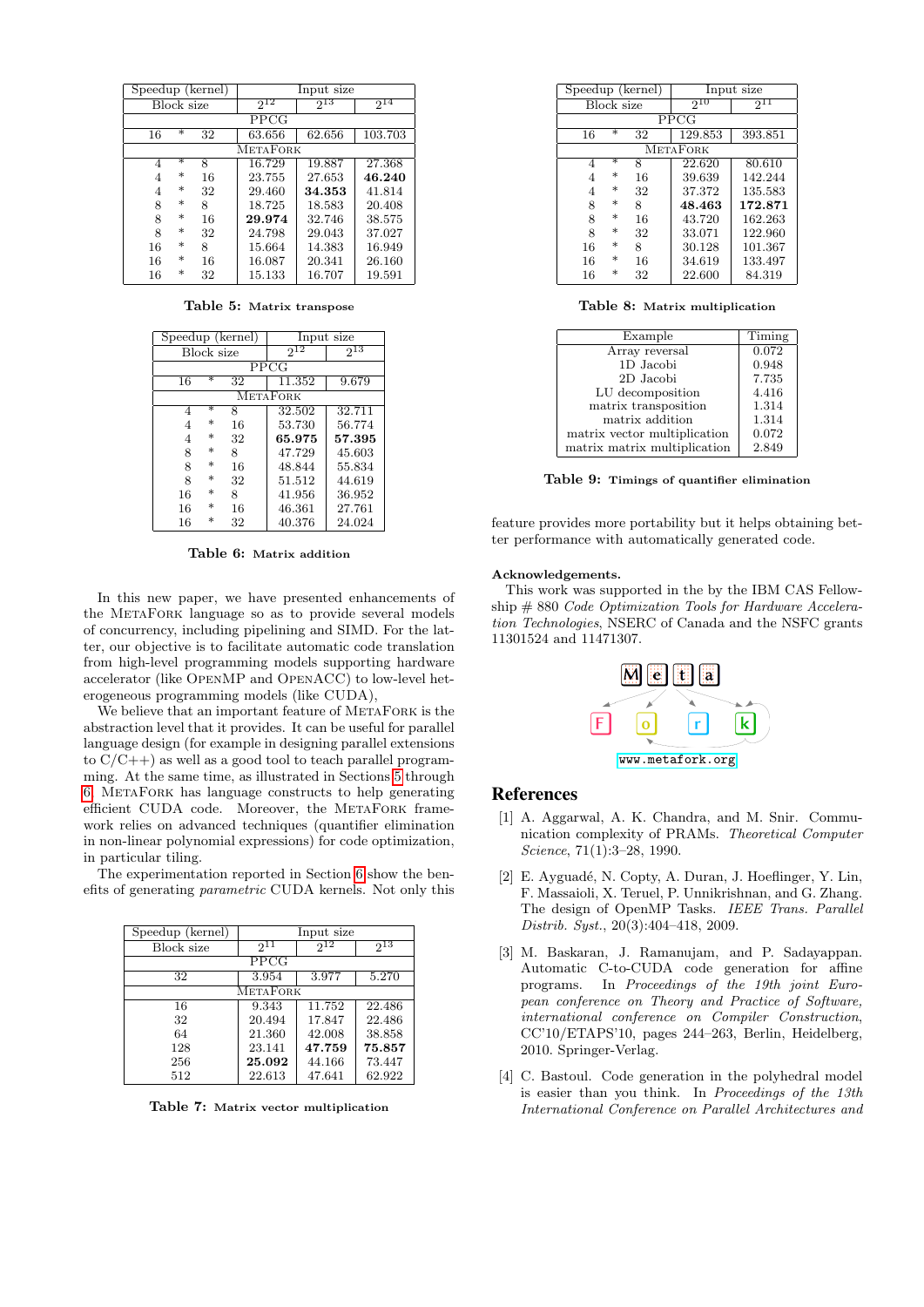| Speedup (kernel) | Input size | | |
|---|---|---|---|
| Block size | $2^{12}$ | $2^{13}$ | $2^{14}$ |
| PPCG | | | |
| 16 * 32 | 63.656 | 62.656 | 103.703 |
| MetaFork | | | |
| 4 * 8 | 16.729 | 19.887 | 27.368 |
| 4 * 16 | 23.755 | 27.653 | **46.240** |
| 4 * 32 | 29.460 | **34.353** | 41.814 |
| 8 * 8 | 18.725 | 18.583 | 20.408 |
| 8 * 16 | **29.974** | 32.746 | 38.575 |
| 8 * 32 | 24.798 | 29.043 | 37.027 |
| 16 * 8 | 15.664 | 14.383 | 16.949 |
| 16 * 16 | 16.087 | 20.341 | 26.160 |
| 16 * 32 | 15.133 | 16.707 | 19.591 |

**Table 5:** Matrix transpose

| Speedup (kernel) | Input size | |
|---|---|---|
| Block size | $2^{12}$ | $2^{13}$ |
| PPCG | | |
| 16 * 32 | 11.352 | 9.679 |
| MetaFork | | |
| 4 * 8 | 32.502 | 32.711 |
| 4 * 16 | 53.730 | 56.774 |
| 4 * 32 | **65.975** | **57.395** |
| 8 * 8 | 47.729 | 45.603 |
| 8 * 16 | 48.844 | 55.834 |
| 8 * 32 | 51.512 | 44.619 |
| 16 * 8 | 41.956 | 36.952 |
| 16 * 16 | 46.361 | 27.761 |
| 16 * 32 | 40.376 | 24.024 |

**Table 6:** Matrix addition

In this new paper, we have presented enhancements of the MetaFork language so as to provide several models of concurrency, including pipelining and SIMD. For the latter, our objective is to facilitate automatic code translation from high-level programming models supporting hardware accelerator (like OpenMP and OpenACC) to low-level heterogeneous programming models (like CUDA),

We believe that an important feature of MetaFork is the abstraction level that it provides. It can be useful for parallel language design (for example in designing parallel extensions to C/C++) as well as a good tool to teach parallel programming. At the same time, as illustrated in Sections 5 through 6, MetaFork has language constructs to help generating efficient CUDA code. Moreover, the MetaFork framework relies on advanced techniques (quantifier elimination in non-linear polynomial expressions) for code optimization, in particular tiling.

The experimentation reported in Section 6 show the benefits of generating *parametric* CUDA kernels. Not only this

| Speedup (kernel) | Input size | | |
|---|---|---|---|
| Block size | $2^{11}$ | $2^{12}$ | $2^{13}$ |
| PPCG | | | |
| 32 | 3.954 | 3.977 | 5.270 |
| MetaFork | | | |
| 16 | 9.343 | 11.752 | 22.486 |
| 32 | 20.494 | 17.847 | 22.486 |
| 64 | 21.360 | 42.008 | 38.858 |
| 128 | 23.141 | **47.759** | **75.857** |
| 256 | **25.092** | 44.166 | 73.447 |
| 512 | 22.613 | 47.641 | 62.922 |

**Table 7:** Matrix vector multiplication

| Speedup (kernel) | Input size | |
|---|---|---|
| Block size | $2^{10}$ | $2^{11}$ |
| PPCG | | |
| 16 * 32 | 129.853 | 393.851 |
| MetaFork | | |
| 4 * 8 | 22.620 | 80.610 |
| 4 * 16 | 39.639 | 142.244 |
| 4 * 32 | 37.372 | 135.583 |
| 8 * 8 | **48.463** | **172.871** |
| 8 * 16 | 43.720 | 162.263 |
| 8 * 32 | 33.071 | 122.960 |
| 16 * 8 | 30.128 | 101.367 |
| 16 * 16 | 34.619 | 133.497 |
| 16 * 32 | 22.600 | 84.319 |

**Table 8:** Matrix multiplication

| Example | Timing |
|---|---|
| Array reversal | 0.072 |
| 1D Jacobi | 0.948 |
| 2D Jacobi | 7.735 |
| LU decomposition | 4.416 |
| matrix transposition | 1.314 |
| matrix addition | 1.314 |
| matrix vector multiplication | 0.072 |
| matrix matrix multiplication | 2.849 |

**Table 9:** Timings of quantifier elimination

feature provides more portability but it helps obtaining better performance with automatically generated code.

**Acknowledgements.**

This work was supported in the by the IBM CAS Fellowship # 880 *Code Optimization Tools for Hardware Acceleration Technologies*, NSERC of Canada and the NSFC grants 11301524 and 11471307.

M e t a
F o r k
www.metafork.org

## References

[1] A. Aggarwal, A. K. Chandra, and M. Snir. Communication complexity of PRAMs. *Theoretical Computer Science*, 71(1):3–28, 1990.

[2] E. Ayguadé, N. Copty, A. Duran, J. Hoeflinger, Y. Lin, F. Massaioli, X. Teruel, P. Unnikrishnan, and G. Zhang. The design of OpenMP Tasks. *IEEE Trans. Parallel Distrib. Syst.*, 20(3):404–418, 2009.

[3] M. Baskaran, J. Ramanujam, and P. Sadayappan. Automatic C-to-CUDA code generation for affine programs. In *Proceedings of the 19th joint European conference on Theory and Practice of Software, international conference on Compiler Construction*, CC'10/ETAPS'10, pages 244–263, Berlin, Heidelberg, 2010. Springer-Verlag.

[4] C. Bastoul. Code generation in the polyhedral model is easier than you think. In *Proceedings of the 13th International Conference on Parallel Architectures and*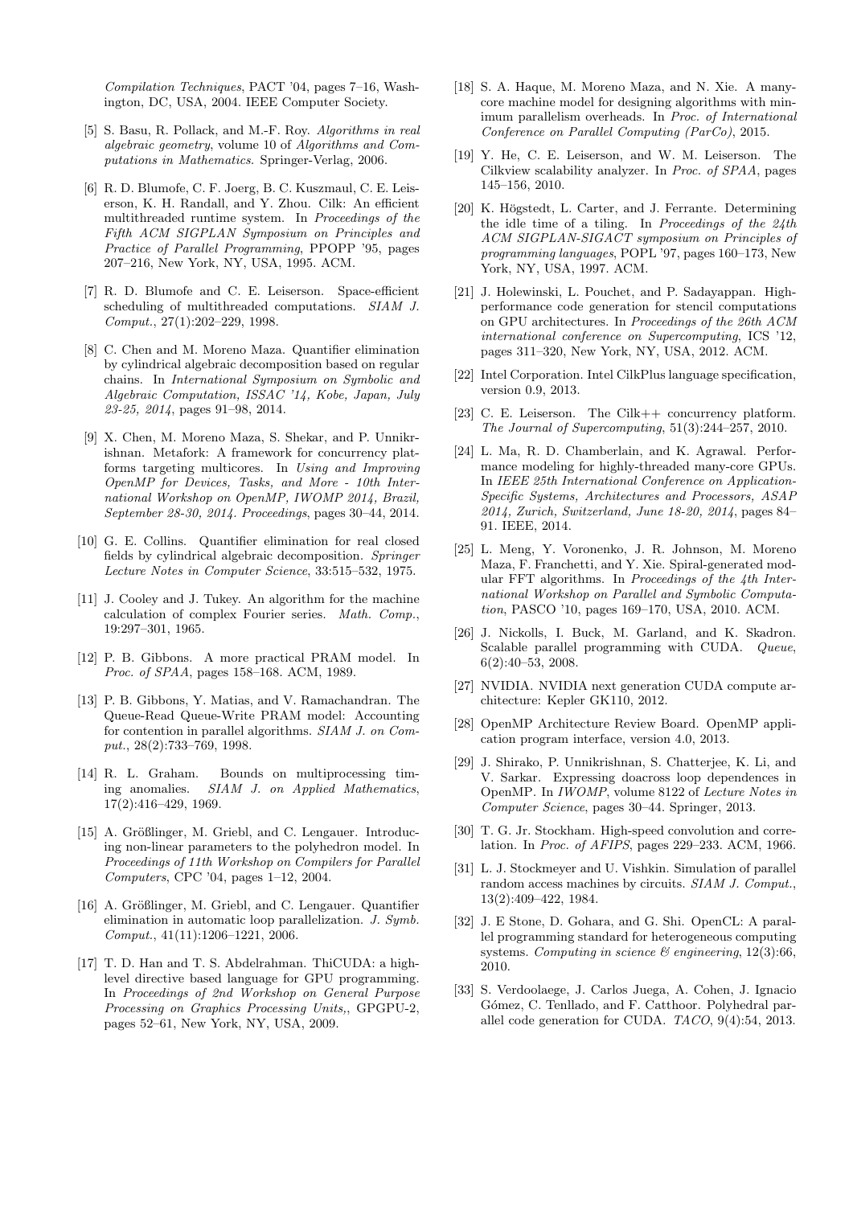*Compilation Techniques*, PACT '04, pages 7–16, Washington, DC, USA, 2004. IEEE Computer Society.

[5] S. Basu, R. Pollack, and M.-F. Roy. *Algorithms in real algebraic geometry*, volume 10 of *Algorithms and Computations in Mathematics*. Springer-Verlag, 2006.

[6] R. D. Blumofe, C. F. Joerg, B. C. Kuszmaul, C. E. Leiserson, K. H. Randall, and Y. Zhou. Cilk: An efficient multithreaded runtime system. In *Proceedings of the Fifth ACM SIGPLAN Symposium on Principles and Practice of Parallel Programming*, PPOPP '95, pages 207–216, New York, NY, USA, 1995. ACM.

[7] R. D. Blumofe and C. E. Leiserson. Space-efficient scheduling of multithreaded computations. *SIAM J. Comput.*, 27(1):202–229, 1998.

[8] C. Chen and M. Moreno Maza. Quantifier elimination by cylindrical algebraic decomposition based on regular chains. In *International Symposium on Symbolic and Algebraic Computation, ISSAC '14, Kobe, Japan, July 23-25, 2014*, pages 91–98, 2014.

[9] X. Chen, M. Moreno Maza, S. Shekar, and P. Unnikrishnan. Metafork: A framework for concurrency platforms targeting multicores. In *Using and Improving OpenMP for Devices, Tasks, and More - 10th International Workshop on OpenMP, IWOMP 2014, Brazil, September 28-30, 2014. Proceedings*, pages 30–44, 2014.

[10] G. E. Collins. Quantifier elimination for real closed fields by cylindrical algebraic decomposition. *Springer Lecture Notes in Computer Science*, 33:515–532, 1975.

[11] J. Cooley and J. Tukey. An algorithm for the machine calculation of complex Fourier series. *Math. Comp.*, 19:297–301, 1965.

[12] P. B. Gibbons. A more practical PRAM model. In *Proc. of SPAA*, pages 158–168. ACM, 1989.

[13] P. B. Gibbons, Y. Matias, and V. Ramachandran. The Queue-Read Queue-Write PRAM model: Accounting for contention in parallel algorithms. *SIAM J. on Comput.*, 28(2):733–769, 1998.

[14] R. L. Graham. Bounds on multiprocessing timing anomalies. *SIAM J. on Applied Mathematics*, 17(2):416–429, 1969.

[15] A. Größlinger, M. Griebl, and C. Lengauer. Introducing non-linear parameters to the polyhedron model. In *Proceedings of 11th Workshop on Compilers for Parallel Computers*, CPC '04, pages 1–12, 2004.

[16] A. Größlinger, M. Griebl, and C. Lengauer. Quantifier elimination in automatic loop parallelization. *J. Symb. Comput.*, 41(11):1206–1221, 2006.

[17] T. D. Han and T. S. Abdelrahman. ThiCUDA: a high-level directive based language for GPU programming. In *Proceedings of 2nd Workshop on General Purpose Processing on Graphics Processing Units,*, GPGPU-2, pages 52–61, New York, NY, USA, 2009.

[18] S. A. Haque, M. Moreno Maza, and N. Xie. A many-core machine model for designing algorithms with minimum parallelism overheads. In *Proc. of International Conference on Parallel Computing (ParCo)*, 2015.

[19] Y. He, C. E. Leiserson, and W. M. Leiserson. The Cilkview scalability analyzer. In *Proc. of SPAA*, pages 145–156, 2010.

[20] K. Högstedt, L. Carter, and J. Ferrante. Determining the idle time of a tiling. In *Proceedings of the 24th ACM SIGPLAN-SIGACT symposium on Principles of programming languages*, POPL '97, pages 160–173, New York, NY, USA, 1997. ACM.

[21] J. Holewinski, L. Pouchet, and P. Sadayappan. High-performance code generation for stencil computations on GPU architectures. In *Proceedings of the 26th ACM international conference on Supercomputing*, ICS '12, pages 311–320, New York, NY, USA, 2012. ACM.

[22] Intel Corporation. Intel CilkPlus language specification, version 0.9, 2013.

[23] C. E. Leiserson. The Cilk++ concurrency platform. *The Journal of Supercomputing*, 51(3):244–257, 2010.

[24] L. Ma, R. D. Chamberlain, and K. Agrawal. Performance modeling for highly-threaded many-core GPUs. In *IEEE 25th International Conference on Application-Specific Systems, Architectures and Processors, ASAP 2014, Zurich, Switzerland, June 18-20, 2014*, pages 84–91. IEEE, 2014.

[25] L. Meng, Y. Voronenko, J. R. Johnson, M. Moreno Maza, F. Franchetti, and Y. Xie. Spiral-generated modular FFT algorithms. In *Proceedings of the 4th International Workshop on Parallel and Symbolic Computation*, PASCO '10, pages 169–170, USA, 2010. ACM.

[26] J. Nickolls, I. Buck, M. Garland, and K. Skadron. Scalable parallel programming with CUDA. *Queue*, 6(2):40–53, 2008.

[27] NVIDIA. NVIDIA next generation CUDA compute architecture: Kepler GK110, 2012.

[28] OpenMP Architecture Review Board. OpenMP application program interface, version 4.0, 2013.

[29] J. Shirako, P. Unnikrishnan, S. Chatterjee, K. Li, and V. Sarkar. Expressing doacross loop dependences in OpenMP. In *IWOMP*, volume 8122 of *Lecture Notes in Computer Science*, pages 30–44. Springer, 2013.

[30] T. G. Jr. Stockham. High-speed convolution and correlation. In *Proc. of AFIPS*, pages 229–233. ACM, 1966.

[31] L. J. Stockmeyer and U. Vishkin. Simulation of parallel random access machines by circuits. *SIAM J. Comput.*, 13(2):409–422, 1984.

[32] J. E Stone, D. Gohara, and G. Shi. OpenCL: A parallel programming standard for heterogeneous computing systems. *Computing in science & engineering*, 12(3):66, 2010.

[33] S. Verdoolaege, J. Carlos Juega, A. Cohen, J. Ignacio Gómez, C. Tenllado, and F. Catthoor. Polyhedral parallel code generation for CUDA. *TACO*, 9(4):54, 2013.